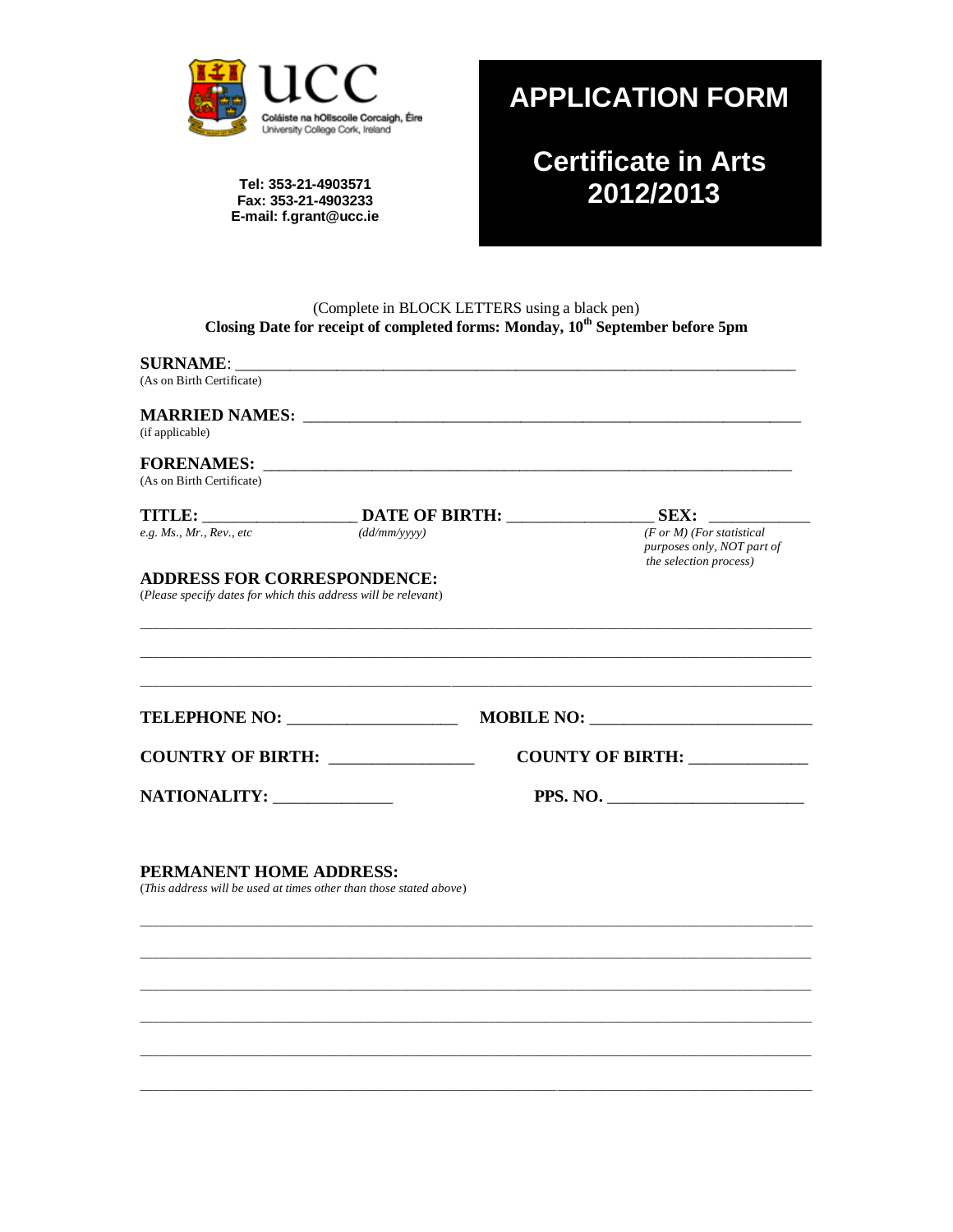UCC

Coláiste na hOllscoile Corcaigh, Éire
University College Cork, Ireland

**Tel: 353-21-4903571**
**Fax: 353-21-4903233**
**E-mail: f.grant@ucc.ie**

# APPLICATION FORM

## Certificate in Arts 2012/2013

(Complete in BLOCK LETTERS using a black pen)

**Closing Date for receipt of completed forms: Monday, 10th September before 5pm**

**SURNAME**: ______________________________________________________________
(As on Birth Certificate)

**MARRIED NAMES:** ________________________________________________________
(if applicable)

**FORENAMES:** ___________________________________________________________
(As on Birth Certificate)

**TITLE:** __________________ **DATE OF BIRTH:** _________________ **SEX:** ___________
*e.g. Ms., Mr., Rev., etc* *(dd/mm/yyyy)* *(F or M) (For statistical purposes only, NOT part of the selection process)*

**ADDRESS FOR CORRESPONDENCE:**
(*Please specify dates for which this address will be relevant*)

_____________________________________________________________________________

_____________________________________________________________________________

_____________________________________________________________________________

**TELEPHONE NO:** ____________________ **MOBILE NO:** _________________________

**COUNTRY OF BIRTH:** ________________ **COUNTY OF BIRTH:** _____________

**NATIONALITY:** ______________ **PPS. NO.** _______________________

**PERMANENT HOME ADDRESS:**
(*This address will be used at times other than those stated above*)

_____________________________________________________________________________

_____________________________________________________________________________

_____________________________________________________________________________

_____________________________________________________________________________

_____________________________________________________________________________

_____________________________________________________________________________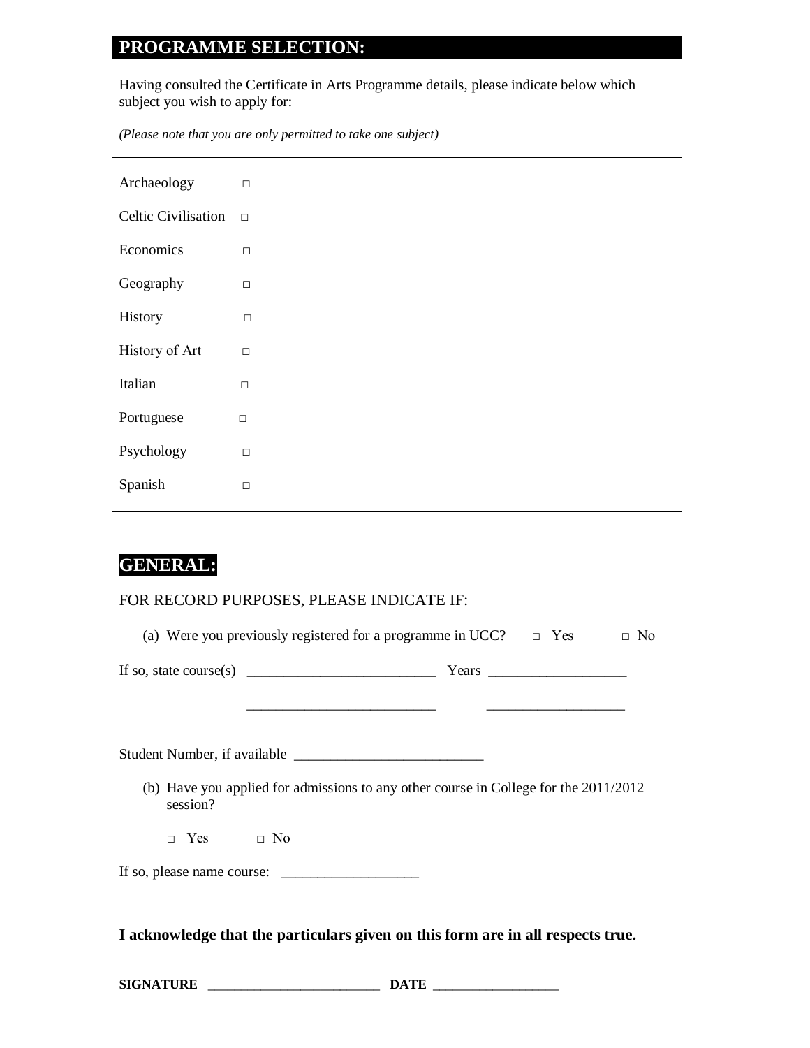## PROGRAMME SELECTION:

Having consulted the Certificate in Arts Programme details, please indicate below which subject you wish to apply for:

*(Please note that you are only permitted to take one subject)*

Archaeology □

Celtic Civilisation □

Economics □

Geography □

History □

History of Art □

Italian □

Portuguese □

Psychology □

Spanish □

## GENERAL:

FOR RECORD PURPOSES, PLEASE INDICATE IF:

(a) Were you previously registered for a programme in UCC? □ Yes □ No

If so, state course(s) __________________________ Years ___________________

__________________________ ___________________

Student Number, if available __________________________

(b) Have you applied for admissions to any other course in College for the 2011/2012 session?

□ Yes □ No

If so, please name course: ___________________

**I acknowledge that the particulars given on this form are in all respects true.**

**SIGNATURE** _________________________ **DATE** __________________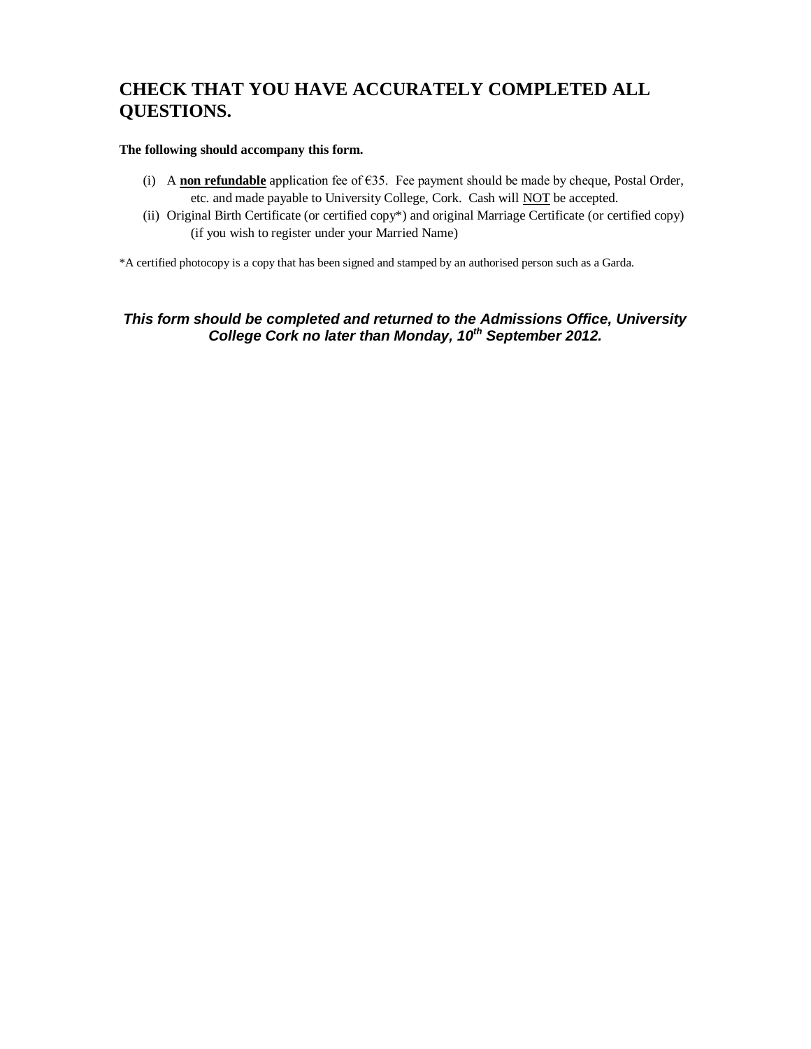## CHECK THAT YOU HAVE ACCURATELY COMPLETED ALL QUESTIONS.

**The following should accompany this form.**

(i) A **non refundable** application fee of €35. Fee payment should be made by cheque, Postal Order, etc. and made payable to University College, Cork. Cash will NOT be accepted.

(ii) Original Birth Certificate (or certified copy*) and original Marriage Certificate (or certified copy) (if you wish to register under your Married Name)

*A certified photocopy is a copy that has been signed and stamped by an authorised person such as a Garda.

***This form should be completed and returned to the Admissions Office, University College Cork no later than Monday, 10th September 2012.***